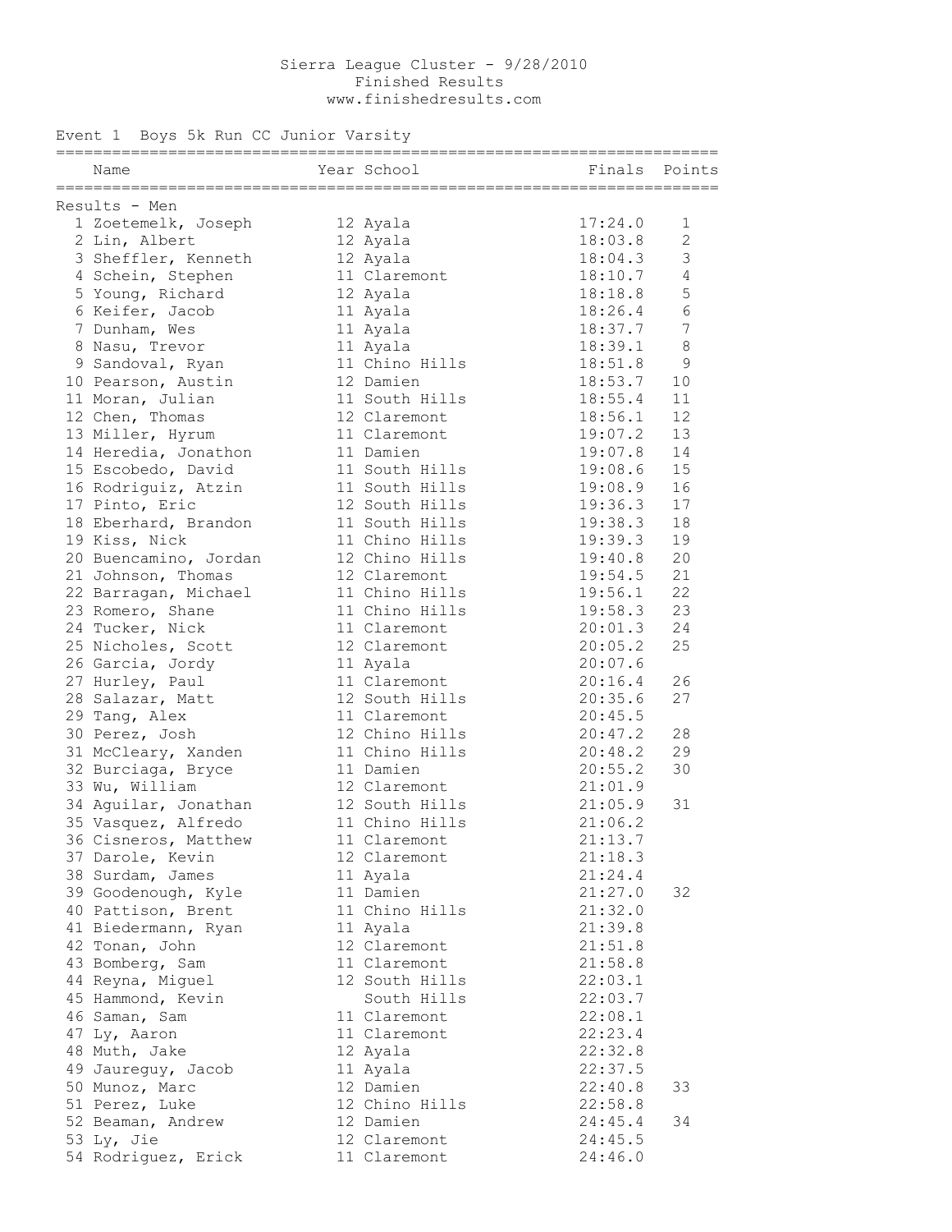Sierra League Cluster - 9/28/2010
Finished Results
www.finishedresults.com

## Event 1 Boys 5k Run CC Junior Varsity

Results - Men

| | Name | Year | School | Finals | Points |
|---|---|---|---|---|---|
| 1 | Zoetemelk, Joseph | 12 | Ayala | 17:24.0 | 1 |
| 2 | Lin, Albert | 12 | Ayala | 18:03.8 | 2 |
| 3 | Sheffler, Kenneth | 12 | Ayala | 18:04.3 | 3 |
| 4 | Schein, Stephen | 11 | Claremont | 18:10.7 | 4 |
| 5 | Young, Richard | 12 | Ayala | 18:18.8 | 5 |
| 6 | Keifer, Jacob | 11 | Ayala | 18:26.4 | 6 |
| 7 | Dunham, Wes | 11 | Ayala | 18:37.7 | 7 |
| 8 | Nasu, Trevor | 11 | Ayala | 18:39.1 | 8 |
| 9 | Sandoval, Ryan | 11 | Chino Hills | 18:51.8 | 9 |
| 10 | Pearson, Austin | 12 | Damien | 18:53.7 | 10 |
| 11 | Moran, Julian | 11 | South Hills | 18:55.4 | 11 |
| 12 | Chen, Thomas | 12 | Claremont | 18:56.1 | 12 |
| 13 | Miller, Hyrum | 11 | Claremont | 19:07.2 | 13 |
| 14 | Heredia, Jonathon | 11 | Damien | 19:07.8 | 14 |
| 15 | Escobedo, David | 11 | South Hills | 19:08.6 | 15 |
| 16 | Rodriguiz, Atzin | 11 | South Hills | 19:08.9 | 16 |
| 17 | Pinto, Eric | 12 | South Hills | 19:36.3 | 17 |
| 18 | Eberhard, Brandon | 11 | South Hills | 19:38.3 | 18 |
| 19 | Kiss, Nick | 11 | Chino Hills | 19:39.3 | 19 |
| 20 | Buencamino, Jordan | 12 | Chino Hills | 19:40.8 | 20 |
| 21 | Johnson, Thomas | 12 | Claremont | 19:54.5 | 21 |
| 22 | Barragan, Michael | 11 | Chino Hills | 19:56.1 | 22 |
| 23 | Romero, Shane | 11 | Chino Hills | 19:58.3 | 23 |
| 24 | Tucker, Nick | 11 | Claremont | 20:01.3 | 24 |
| 25 | Nicholes, Scott | 12 | Claremont | 20:05.2 | 25 |
| 26 | Garcia, Jordy | 11 | Ayala | 20:07.6 | |
| 27 | Hurley, Paul | 11 | Claremont | 20:16.4 | 26 |
| 28 | Salazar, Matt | 12 | South Hills | 20:35.6 | 27 |
| 29 | Tang, Alex | 11 | Claremont | 20:45.5 | |
| 30 | Perez, Josh | 12 | Chino Hills | 20:47.2 | 28 |
| 31 | McCleary, Xanden | 11 | Chino Hills | 20:48.2 | 29 |
| 32 | Burciaga, Bryce | 11 | Damien | 20:55.2 | 30 |
| 33 | Wu, William | 12 | Claremont | 21:01.9 | |
| 34 | Aguilar, Jonathan | 12 | South Hills | 21:05.9 | 31 |
| 35 | Vasquez, Alfredo | 11 | Chino Hills | 21:06.2 | |
| 36 | Cisneros, Matthew | 11 | Claremont | 21:13.7 | |
| 37 | Darole, Kevin | 12 | Claremont | 21:18.3 | |
| 38 | Surdam, James | 11 | Ayala | 21:24.4 | |
| 39 | Goodenough, Kyle | 11 | Damien | 21:27.0 | 32 |
| 40 | Pattison, Brent | 11 | Chino Hills | 21:32.0 | |
| 41 | Biedermann, Ryan | 11 | Ayala | 21:39.8 | |
| 42 | Tonan, John | 12 | Claremont | 21:51.8 | |
| 43 | Bomberg, Sam | 11 | Claremont | 21:58.8 | |
| 44 | Reyna, Miguel | 12 | South Hills | 22:03.1 | |
| 45 | Hammond, Kevin | | South Hills | 22:03.7 | |
| 46 | Saman, Sam | 11 | Claremont | 22:08.1 | |
| 47 | Ly, Aaron | 11 | Claremont | 22:23.4 | |
| 48 | Muth, Jake | 12 | Ayala | 22:32.8 | |
| 49 | Jaureguy, Jacob | 11 | Ayala | 22:37.5 | |
| 50 | Munoz, Marc | 12 | Damien | 22:40.8 | 33 |
| 51 | Perez, Luke | 12 | Chino Hills | 22:58.8 | |
| 52 | Beaman, Andrew | 12 | Damien | 24:45.4 | 34 |
| 53 | Ly, Jie | 12 | Claremont | 24:45.5 | |
| 54 | Rodriguez, Erick | 11 | Claremont | 24:46.0 | |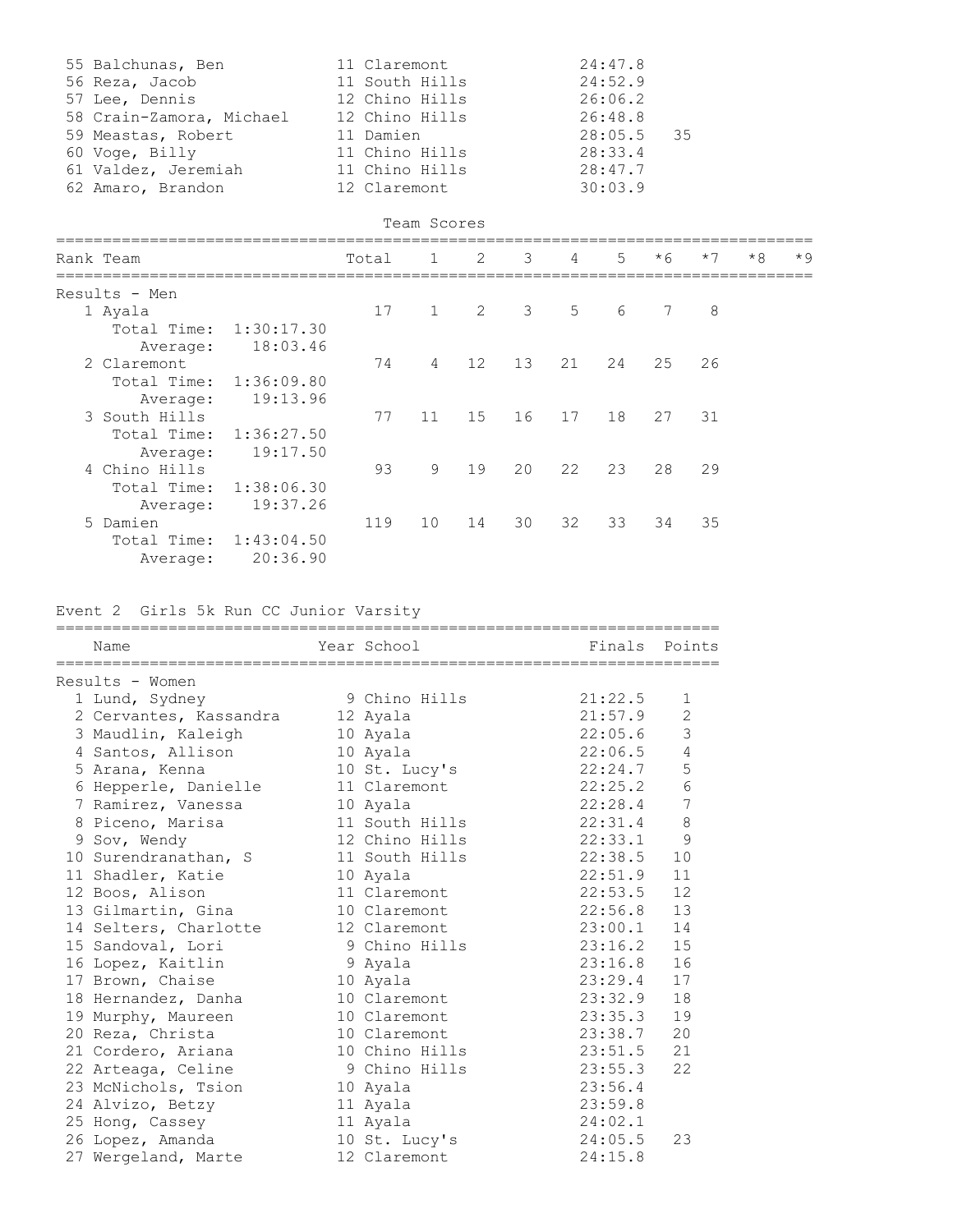| Place | Name | Year | School | Finals | Points |
|---|---|---|---|---|---|
| 55 | Balchunas, Ben | 11 | Claremont | 24:47.8 | |
| 56 | Reza, Jacob | 11 | South Hills | 24:52.9 | |
| 57 | Lee, Dennis | 12 | Chino Hills | 26:06.2 | |
| 58 | Crain-Zamora, Michael | 12 | Chino Hills | 26:48.8 | |
| 59 | Meastas, Robert | 11 | Damien | 28:05.5 | 35 |
| 60 | Voge, Billy | 11 | Chino Hills | 28:33.4 | |
| 61 | Valdez, Jeremiah | 11 | Chino Hills | 28:47.7 | |
| 62 | Amaro, Brandon | 12 | Claremont | 30:03.9 | |

## Team Scores

| Rank | Team | Total | 1 | 2 | 3 | 4 | 5 | *6 | *7 | *8 | *9 |
|---|---|---|---|---|---|---|---|---|---|---|---|
| **Results - Men** | | | | | | | | | | | |
| 1 | Ayala | 17 | 1 | 2 | 3 | 5 | 6 | 7 | 8 | | |
| | Total Time: 1:30:17.30 | | | | | | | | | | |
| | Average: 18:03.46 | | | | | | | | | | |
| 2 | Claremont | 74 | 4 | 12 | 13 | 21 | 24 | 25 | 26 | | |
| | Total Time: 1:36:09.80 | | | | | | | | | | |
| | Average: 19:13.96 | | | | | | | | | | |
| 3 | South Hills | 77 | 11 | 15 | 16 | 17 | 18 | 27 | 31 | | |
| | Total Time: 1:36:27.50 | | | | | | | | | | |
| | Average: 19:17.50 | | | | | | | | | | |
| 4 | Chino Hills | 93 | 9 | 19 | 20 | 22 | 23 | 28 | 29 | | |
| | Total Time: 1:38:06.30 | | | | | | | | | | |
| | Average: 19:37.26 | | | | | | | | | | |
| 5 | Damien | 119 | 10 | 14 | 30 | 32 | 33 | 34 | 35 | | |
| | Total Time: 1:43:04.50 | | | | | | | | | | |
| | Average: 20:36.90 | | | | | | | | | | |

## Event 2 Girls 5k Run CC Junior Varsity

| Place | Name | Year | School | Finals | Points |
|---|---|---|---|---|---|
| **Results - Women** | | | | | |
| 1 | Lund, Sydney | 9 | Chino Hills | 21:22.5 | 1 |
| 2 | Cervantes, Kassandra | 12 | Ayala | 21:57.9 | 2 |
| 3 | Maudlin, Kaleigh | 10 | Ayala | 22:05.6 | 3 |
| 4 | Santos, Allison | 10 | Ayala | 22:06.5 | 4 |
| 5 | Arana, Kenna | 10 | St. Lucy's | 22:24.7 | 5 |
| 6 | Hepperle, Danielle | 11 | Claremont | 22:25.2 | 6 |
| 7 | Ramirez, Vanessa | 10 | Ayala | 22:28.4 | 7 |
| 8 | Piceno, Marisa | 11 | South Hills | 22:31.4 | 8 |
| 9 | Sov, Wendy | 12 | Chino Hills | 22:33.1 | 9 |
| 10 | Surendranathan, S | 11 | South Hills | 22:38.5 | 10 |
| 11 | Shadler, Katie | 10 | Ayala | 22:51.9 | 11 |
| 12 | Boos, Alison | 11 | Claremont | 22:53.5 | 12 |
| 13 | Gilmartin, Gina | 10 | Claremont | 22:56.8 | 13 |
| 14 | Selters, Charlotte | 12 | Claremont | 23:00.1 | 14 |
| 15 | Sandoval, Lori | 9 | Chino Hills | 23:16.2 | 15 |
| 16 | Lopez, Kaitlin | 9 | Ayala | 23:16.8 | 16 |
| 17 | Brown, Chaise | 10 | Ayala | 23:29.4 | 17 |
| 18 | Hernandez, Danha | 10 | Claremont | 23:32.9 | 18 |
| 19 | Murphy, Maureen | 10 | Claremont | 23:35.3 | 19 |
| 20 | Reza, Christa | 10 | Claremont | 23:38.7 | 20 |
| 21 | Cordero, Ariana | 10 | Chino Hills | 23:51.5 | 21 |
| 22 | Arteaga, Celine | 9 | Chino Hills | 23:55.3 | 22 |
| 23 | McNichols, Tsion | 10 | Ayala | 23:56.4 | |
| 24 | Alvizo, Betzy | 11 | Ayala | 23:59.8 | |
| 25 | Hong, Cassey | 11 | Ayala | 24:02.1 | |
| 26 | Lopez, Amanda | 10 | St. Lucy's | 24:05.5 | 23 |
| 27 | Wergeland, Marte | 12 | Claremont | 24:15.8 | |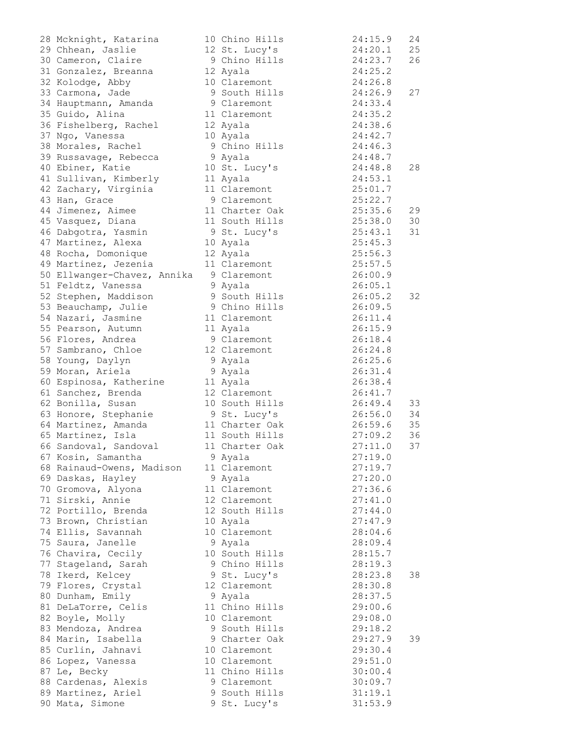```
28 Mcknight, Katarina        10 Chino Hills           24:15.9   24
29 Chhean, Jaslie            12 St. Lucy's            24:20.1   25
30 Cameron, Claire            9 Chino Hills           24:23.7   26
31 Gonzalez, Breanna         12 Ayala                 24:25.2
32 Kolodge, Abby             10 Claremont             24:26.8
33 Carmona, Jade              9 South Hills           24:26.9   27
34 Hauptmann, Amanda          9 Claremont             24:33.4
35 Guido, Alina              11 Claremont             24:35.2
36 Fishelberg, Rachel        12 Ayala                 24:38.6
37 Ngo, Vanessa              10 Ayala                 24:42.7
38 Morales, Rachel            9 Chino Hills           24:46.3
39 Russavage, Rebecca         9 Ayala                 24:48.7
40 Ebiner, Katie             10 St. Lucy's            24:48.8   28
41 Sullivan, Kimberly        11 Ayala                 24:53.1
42 Zachary, Virginia         11 Claremont             25:01.7
43 Han, Grace                 9 Claremont             25:22.7
44 Jimenez, Aimee            11 Charter Oak           25:35.6   29
45 Vasquez, Diana            11 South Hills           25:38.0   30
46 Dabgotra, Yasmin           9 St. Lucy's            25:43.1   31
47 Martinez, Alexa           10 Ayala                 25:45.3
48 Rocha, Domonique          12 Ayala                 25:56.3
49 Martinez, Jezenia         11 Claremont             25:57.5
50 Ellwanger-Chavez, Annika   9 Claremont             26:00.9
51 Feldtz, Vanessa            9 Ayala                 26:05.1
52 Stephen, Maddison          9 South Hills           26:05.2   32
53 Beauchamp, Julie           9 Chino Hills           26:09.5
54 Nazari, Jasmine           11 Claremont             26:11.4
55 Pearson, Autumn           11 Ayala                 26:15.9
56 Flores, Andrea             9 Claremont             26:18.4
57 Sambrano, Chloe           12 Claremont             26:24.8
58 Young, Daylyn              9 Ayala                 26:25.6
59 Moran, Ariela              9 Ayala                 26:31.4
60 Espinosa, Katherine       11 Ayala                 26:38.4
61 Sanchez, Brenda           12 Claremont             26:41.7
62 Bonilla, Susan            10 South Hills           26:49.4   33
63 Honore, Stephanie          9 St. Lucy's            26:56.0   34
64 Martinez, Amanda          11 Charter Oak           26:59.6   35
65 Martinez, Isla            11 South Hills           27:09.2   36
66 Sandoval, Sandoval        11 Charter Oak           27:11.0   37
67 Kosin, Samantha            9 Ayala                 27:19.0
68 Rainaud-Owens, Madison    11 Claremont             27:19.7
69 Daskas, Hayley             9 Ayala                 27:20.0
70 Gromova, Alyona           11 Claremont             27:36.6
71 Sirski, Annie             12 Claremont             27:41.0
72 Portillo, Brenda          12 South Hills           27:44.0
73 Brown, Christian          10 Ayala                 27:47.9
74 Ellis, Savannah           10 Claremont             28:04.6
75 Saura, Janelle             9 Ayala                 28:09.4
76 Chavira, Cecily           10 South Hills           28:15.7
77 Stageland, Sarah           9 Chino Hills           28:19.3
78 Ikerd, Kelcey              9 St. Lucy's            28:23.8   38
79 Flores, Crystal           12 Claremont             28:30.8
80 Dunham, Emily              9 Ayala                 28:37.5
81 DeLaTorre, Celis          11 Chino Hills           29:00.6
82 Boyle, Molly              10 Claremont             29:08.0
83 Mendoza, Andrea            9 South Hills           29:18.2
84 Marin, Isabella            9 Charter Oak           29:27.9   39
85 Curlin, Jahnavi           10 Claremont             29:30.4
86 Lopez, Vanessa            10 Claremont             29:51.0
87 Le, Becky                 11 Chino Hills           30:00.4
88 Cardenas, Alexis           9 Claremont             30:09.7
89 Martinez, Ariel            9 South Hills           31:19.1
90 Mata, Simone               9 St. Lucy's            31:53.9
```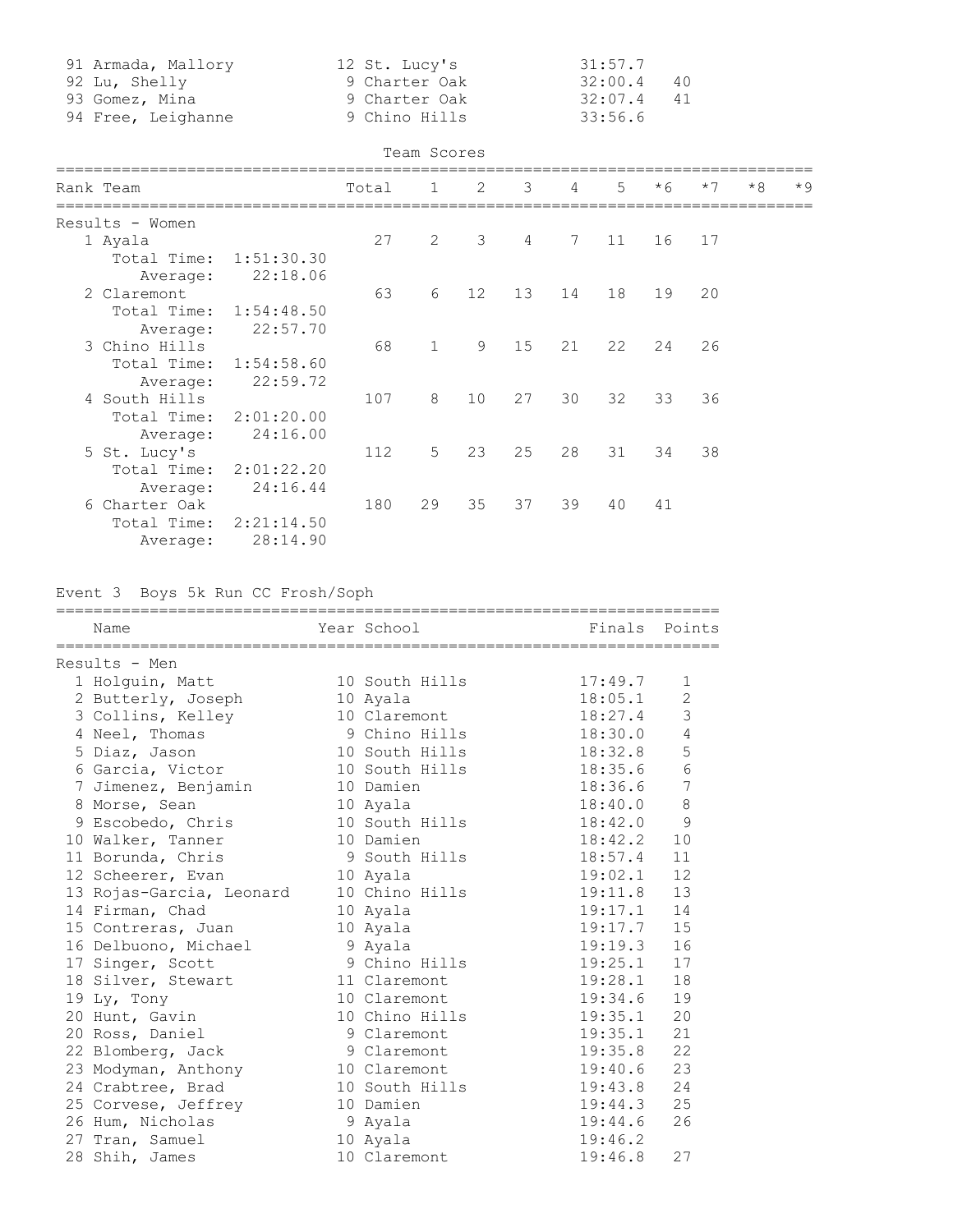| Place | Name | Year | School | Finals | Points |
|---|---|---|---|---|---|
| 91 | Armada, Mallory | 12 | St. Lucy's | 31:57.7 | |
| 92 | Lu, Shelly | 9 | Charter Oak | 32:00.4 | 40 |
| 93 | Gomez, Mina | 9 | Charter Oak | 32:07.4 | 41 |
| 94 | Free, Leighanne | 9 | Chino Hills | 33:56.6 | |

## Team Scores

| Rank | Team | Total | 1 | 2 | 3 | 4 | 5 | *6 | *7 | *8 | *9 |
|---|---|---|---|---|---|---|---|---|---|---|---|
| **Results - Women** | | | | | | | | | | | |
| 1 | Ayala | 27 | 2 | 3 | 4 | 7 | 11 | 16 | 17 | | |
| | Total Time: 1:51:30.30 | | | | | | | | | | |
| | Average: 22:18.06 | | | | | | | | | | |
| 2 | Claremont | 63 | 6 | 12 | 13 | 14 | 18 | 19 | 20 | | |
| | Total Time: 1:54:48.50 | | | | | | | | | | |
| | Average: 22:57.70 | | | | | | | | | | |
| 3 | Chino Hills | 68 | 1 | 9 | 15 | 21 | 22 | 24 | 26 | | |
| | Total Time: 1:54:58.60 | | | | | | | | | | |
| | Average: 22:59.72 | | | | | | | | | | |
| 4 | South Hills | 107 | 8 | 10 | 27 | 30 | 32 | 33 | 36 | | |
| | Total Time: 2:01:20.00 | | | | | | | | | | |
| | Average: 24:16.00 | | | | | | | | | | |
| 5 | St. Lucy's | 112 | 5 | 23 | 25 | 28 | 31 | 34 | 38 | | |
| | Total Time: 2:01:22.20 | | | | | | | | | | |
| | Average: 24:16.44 | | | | | | | | | | |
| 6 | Charter Oak | 180 | 29 | 35 | 37 | 39 | 40 | 41 | | | |
| | Total Time: 2:21:14.50 | | | | | | | | | | |
| | Average: 28:14.90 | | | | | | | | | | |

## Event 3 Boys 5k Run CC Frosh/Soph

| Place | Name | Year | School | Finals | Points |
|---|---|---|---|---|---|
| **Results - Men** | | | | | |
| 1 | Holguin, Matt | 10 | South Hills | 17:49.7 | 1 |
| 2 | Butterly, Joseph | 10 | Ayala | 18:05.1 | 2 |
| 3 | Collins, Kelley | 10 | Claremont | 18:27.4 | 3 |
| 4 | Neel, Thomas | 9 | Chino Hills | 18:30.0 | 4 |
| 5 | Diaz, Jason | 10 | South Hills | 18:32.8 | 5 |
| 6 | Garcia, Victor | 10 | South Hills | 18:35.6 | 6 |
| 7 | Jimenez, Benjamin | 10 | Damien | 18:36.6 | 7 |
| 8 | Morse, Sean | 10 | Ayala | 18:40.0 | 8 |
| 9 | Escobedo, Chris | 10 | South Hills | 18:42.0 | 9 |
| 10 | Walker, Tanner | 10 | Damien | 18:42.2 | 10 |
| 11 | Borunda, Chris | 9 | South Hills | 18:57.4 | 11 |
| 12 | Scheerer, Evan | 10 | Ayala | 19:02.1 | 12 |
| 13 | Rojas-Garcia, Leonard | 10 | Chino Hills | 19:11.8 | 13 |
| 14 | Firman, Chad | 10 | Ayala | 19:17.1 | 14 |
| 15 | Contreras, Juan | 10 | Ayala | 19:17.7 | 15 |
| 16 | Delbuono, Michael | 9 | Ayala | 19:19.3 | 16 |
| 17 | Singer, Scott | 9 | Chino Hills | 19:25.1 | 17 |
| 18 | Silver, Stewart | 11 | Claremont | 19:28.1 | 18 |
| 19 | Ly, Tony | 10 | Claremont | 19:34.6 | 19 |
| 20 | Hunt, Gavin | 10 | Chino Hills | 19:35.1 | 20 |
| 20 | Ross, Daniel | 9 | Claremont | 19:35.1 | 21 |
| 22 | Blomberg, Jack | 9 | Claremont | 19:35.8 | 22 |
| 23 | Modyman, Anthony | 10 | Claremont | 19:40.6 | 23 |
| 24 | Crabtree, Brad | 10 | South Hills | 19:43.8 | 24 |
| 25 | Corvese, Jeffrey | 10 | Damien | 19:44.3 | 25 |
| 26 | Hum, Nicholas | 9 | Ayala | 19:44.6 | 26 |
| 27 | Tran, Samuel | 10 | Ayala | 19:46.2 | |
| 28 | Shih, James | 10 | Claremont | 19:46.8 | 27 |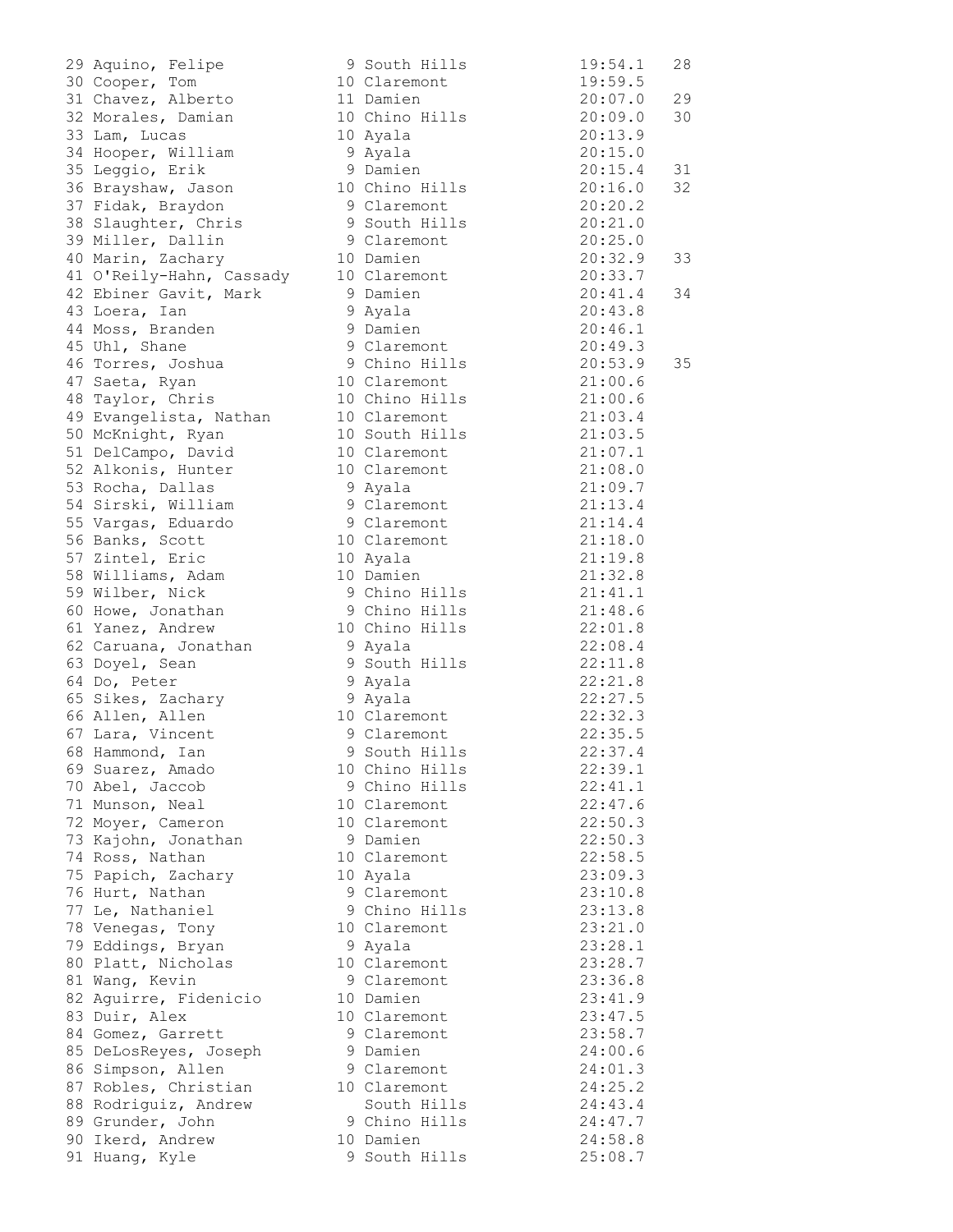| Place | Name | Yr | School | Time | Pts |
|---|---|---|---|---|---|
| 29 | Aquino, Felipe | 9 | South Hills | 19:54.1 | 28 |
| 30 | Cooper, Tom | 10 | Claremont | 19:59.5 | |
| 31 | Chavez, Alberto | 11 | Damien | 20:07.0 | 29 |
| 32 | Morales, Damian | 10 | Chino Hills | 20:09.0 | 30 |
| 33 | Lam, Lucas | 10 | Ayala | 20:13.9 | |
| 34 | Hooper, William | 9 | Ayala | 20:15.0 | |
| 35 | Leggio, Erik | 9 | Damien | 20:15.4 | 31 |
| 36 | Brayshaw, Jason | 10 | Chino Hills | 20:16.0 | 32 |
| 37 | Fidak, Braydon | 9 | Claremont | 20:20.2 | |
| 38 | Slaughter, Chris | 9 | South Hills | 20:21.0 | |
| 39 | Miller, Dallin | 9 | Claremont | 20:25.0 | |
| 40 | Marin, Zachary | 10 | Damien | 20:32.9 | 33 |
| 41 | O'Reily-Hahn, Cassady | 10 | Claremont | 20:33.7 | |
| 42 | Ebiner Gavit, Mark | 9 | Damien | 20:41.4 | 34 |
| 43 | Loera, Ian | 9 | Ayala | 20:43.8 | |
| 44 | Moss, Branden | 9 | Damien | 20:46.1 | |
| 45 | Uhl, Shane | 9 | Claremont | 20:49.3 | |
| 46 | Torres, Joshua | 9 | Chino Hills | 20:53.9 | 35 |
| 47 | Saeta, Ryan | 10 | Claremont | 21:00.6 | |
| 48 | Taylor, Chris | 10 | Chino Hills | 21:00.6 | |
| 49 | Evangelista, Nathan | 10 | Claremont | 21:03.4 | |
| 50 | McKnight, Ryan | 10 | South Hills | 21:03.5 | |
| 51 | DelCampo, David | 10 | Claremont | 21:07.1 | |
| 52 | Alkonis, Hunter | 10 | Claremont | 21:08.0 | |
| 53 | Rocha, Dallas | 9 | Ayala | 21:09.7 | |
| 54 | Sirski, William | 9 | Claremont | 21:13.4 | |
| 55 | Vargas, Eduardo | 9 | Claremont | 21:14.4 | |
| 56 | Banks, Scott | 10 | Claremont | 21:18.0 | |
| 57 | Zintel, Eric | 10 | Ayala | 21:19.8 | |
| 58 | Williams, Adam | 10 | Damien | 21:32.8 | |
| 59 | Wilber, Nick | 9 | Chino Hills | 21:41.1 | |
| 60 | Howe, Jonathan | 9 | Chino Hills | 21:48.6 | |
| 61 | Yanez, Andrew | 10 | Chino Hills | 22:01.8 | |
| 62 | Caruana, Jonathan | 9 | Ayala | 22:08.4 | |
| 63 | Doyel, Sean | 9 | South Hills | 22:11.8 | |
| 64 | Do, Peter | 9 | Ayala | 22:21.8 | |
| 65 | Sikes, Zachary | 9 | Ayala | 22:27.5 | |
| 66 | Allen, Allen | 10 | Claremont | 22:32.3 | |
| 67 | Lara, Vincent | 9 | Claremont | 22:35.5 | |
| 68 | Hammond, Ian | 9 | South Hills | 22:37.4 | |
| 69 | Suarez, Amado | 10 | Chino Hills | 22:39.1 | |
| 70 | Abel, Jaccob | 9 | Chino Hills | 22:41.1 | |
| 71 | Munson, Neal | 10 | Claremont | 22:47.6 | |
| 72 | Moyer, Cameron | 10 | Claremont | 22:50.3 | |
| 73 | Kajohn, Jonathan | 9 | Damien | 22:50.3 | |
| 74 | Ross, Nathan | 10 | Claremont | 22:58.5 | |
| 75 | Papich, Zachary | 10 | Ayala | 23:09.3 | |
| 76 | Hurt, Nathan | 9 | Claremont | 23:10.8 | |
| 77 | Le, Nathaniel | 9 | Chino Hills | 23:13.8 | |
| 78 | Venegas, Tony | 10 | Claremont | 23:21.0 | |
| 79 | Eddings, Bryan | 9 | Ayala | 23:28.1 | |
| 80 | Platt, Nicholas | 10 | Claremont | 23:28.7 | |
| 81 | Wang, Kevin | 9 | Claremont | 23:36.8 | |
| 82 | Aguirre, Fidenicio | 10 | Damien | 23:41.9 | |
| 83 | Duir, Alex | 10 | Claremont | 23:47.5 | |
| 84 | Gomez, Garrett | 9 | Claremont | 23:58.7 | |
| 85 | DeLosReyes, Joseph | 9 | Damien | 24:00.6 | |
| 86 | Simpson, Allen | 9 | Claremont | 24:01.3 | |
| 87 | Robles, Christian | 10 | Claremont | 24:25.2 | |
| 88 | Rodriguiz, Andrew | | South Hills | 24:43.4 | |
| 89 | Grunder, John | 9 | Chino Hills | 24:47.7 | |
| 90 | Ikerd, Andrew | 10 | Damien | 24:58.8 | |
| 91 | Huang, Kyle | 9 | South Hills | 25:08.7 | |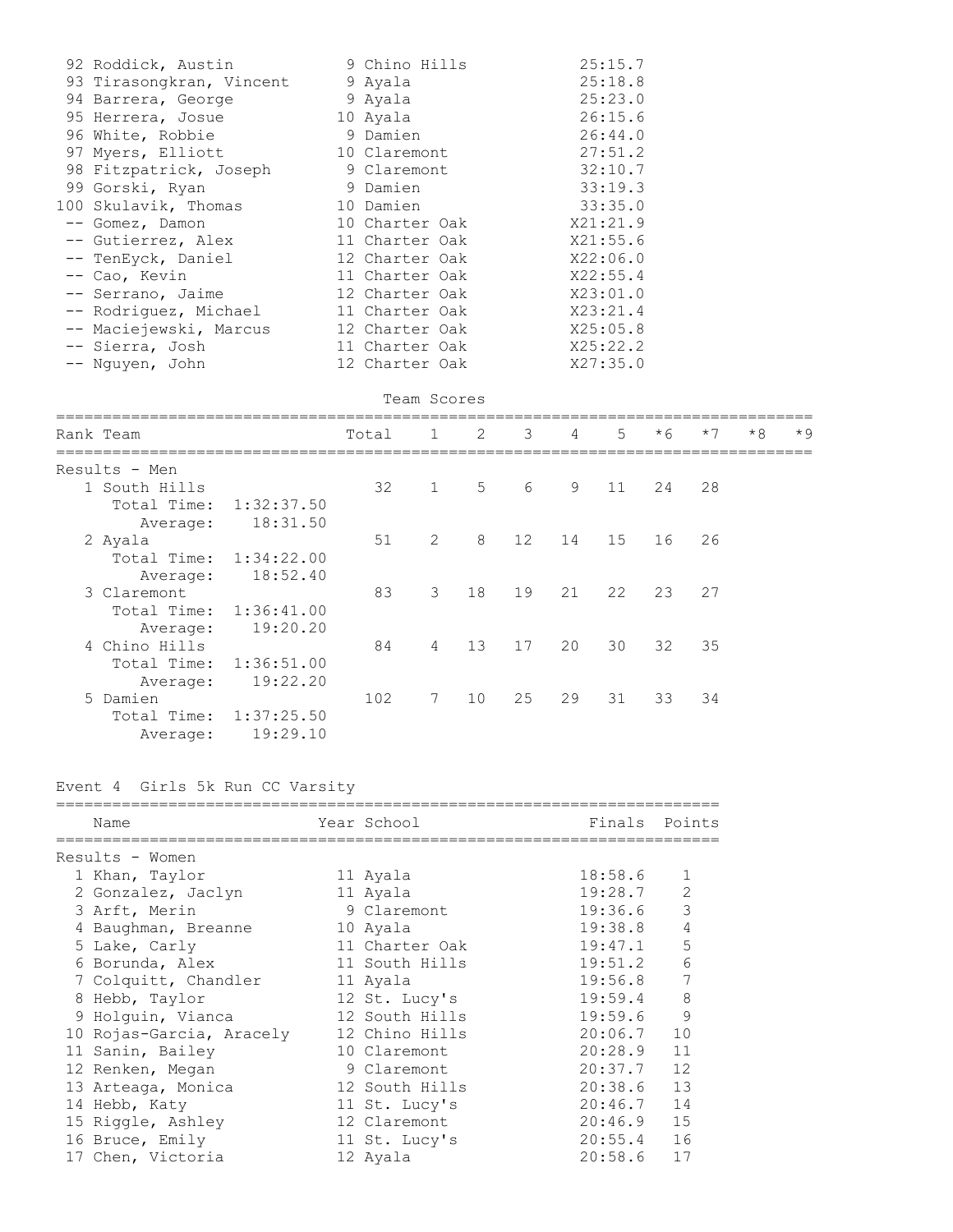| Place | Name | Year | School | Finals |
|---|---|---|---|---|
| 92 | Roddick, Austin | 9 | Chino Hills | 25:15.7 |
| 93 | Tirasongkran, Vincent | 9 | Ayala | 25:18.8 |
| 94 | Barrera, George | 9 | Ayala | 25:23.0 |
| 95 | Herrera, Josue | 10 | Ayala | 26:15.6 |
| 96 | White, Robbie | 9 | Damien | 26:44.0 |
| 97 | Myers, Elliott | 10 | Claremont | 27:51.2 |
| 98 | Fitzpatrick, Joseph | 9 | Claremont | 32:10.7 |
| 99 | Gorski, Ryan | 9 | Damien | 33:19.3 |
| 100 | Skulavik, Thomas | 10 | Damien | 33:35.0 |
| -- | Gomez, Damon | 10 | Charter Oak | X21:21.9 |
| -- | Gutierrez, Alex | 11 | Charter Oak | X21:55.6 |
| -- | TenEyck, Daniel | 12 | Charter Oak | X22:06.0 |
| -- | Cao, Kevin | 11 | Charter Oak | X22:55.4 |
| -- | Serrano, Jaime | 12 | Charter Oak | X23:01.0 |
| -- | Rodriguez, Michael | 11 | Charter Oak | X23:21.4 |
| -- | Maciejewski, Marcus | 12 | Charter Oak | X25:05.8 |
| -- | Sierra, Josh | 11 | Charter Oak | X25:22.2 |
| -- | Nguyen, John | 12 | Charter Oak | X27:35.0 |

## Team Scores

Results - Men

| Rank | Team | Total | 1 | 2 | 3 | 4 | 5 | *6 | *7 | *8 | *9 |
|---|---|---|---|---|---|---|---|---|---|---|---|
| 1 | South Hills | 32 | 1 | 5 | 6 | 9 | 11 | 24 | 28 | | |
| | Total Time: 1:32:37.50 | | | | | | | | | | |
| | Average: 18:31.50 | | | | | | | | | | |
| 2 | Ayala | 51 | 2 | 8 | 12 | 14 | 15 | 16 | 26 | | |
| | Total Time: 1:34:22.00 | | | | | | | | | | |
| | Average: 18:52.40 | | | | | | | | | | |
| 3 | Claremont | 83 | 3 | 18 | 19 | 21 | 22 | 23 | 27 | | |
| | Total Time: 1:36:41.00 | | | | | | | | | | |
| | Average: 19:20.20 | | | | | | | | | | |
| 4 | Chino Hills | 84 | 4 | 13 | 17 | 20 | 30 | 32 | 35 | | |
| | Total Time: 1:36:51.00 | | | | | | | | | | |
| | Average: 19:22.20 | | | | | | | | | | |
| 5 | Damien | 102 | 7 | 10 | 25 | 29 | 31 | 33 | 34 | | |
| | Total Time: 1:37:25.50 | | | | | | | | | | |
| | Average: 19:29.10 | | | | | | | | | | |

## Event 4 Girls 5k Run CC Varsity

Results - Women

| Place | Name | Year | School | Finals | Points |
|---|---|---|---|---|---|
| 1 | Khan, Taylor | 11 | Ayala | 18:58.6 | 1 |
| 2 | Gonzalez, Jaclyn | 11 | Ayala | 19:28.7 | 2 |
| 3 | Arft, Merin | 9 | Claremont | 19:36.6 | 3 |
| 4 | Baughman, Breanne | 10 | Ayala | 19:38.8 | 4 |
| 5 | Lake, Carly | 11 | Charter Oak | 19:47.1 | 5 |
| 6 | Borunda, Alex | 11 | South Hills | 19:51.2 | 6 |
| 7 | Colquitt, Chandler | 11 | Ayala | 19:56.8 | 7 |
| 8 | Hebb, Taylor | 12 | St. Lucy's | 19:59.4 | 8 |
| 9 | Holguin, Vianca | 12 | South Hills | 19:59.6 | 9 |
| 10 | Rojas-Garcia, Aracely | 12 | Chino Hills | 20:06.7 | 10 |
| 11 | Sanin, Bailey | 10 | Claremont | 20:28.9 | 11 |
| 12 | Renken, Megan | 9 | Claremont | 20:37.7 | 12 |
| 13 | Arteaga, Monica | 12 | South Hills | 20:38.6 | 13 |
| 14 | Hebb, Katy | 11 | St. Lucy's | 20:46.7 | 14 |
| 15 | Riggle, Ashley | 12 | Claremont | 20:46.9 | 15 |
| 16 | Bruce, Emily | 11 | St. Lucy's | 20:55.4 | 16 |
| 17 | Chen, Victoria | 12 | Ayala | 20:58.6 | 17 |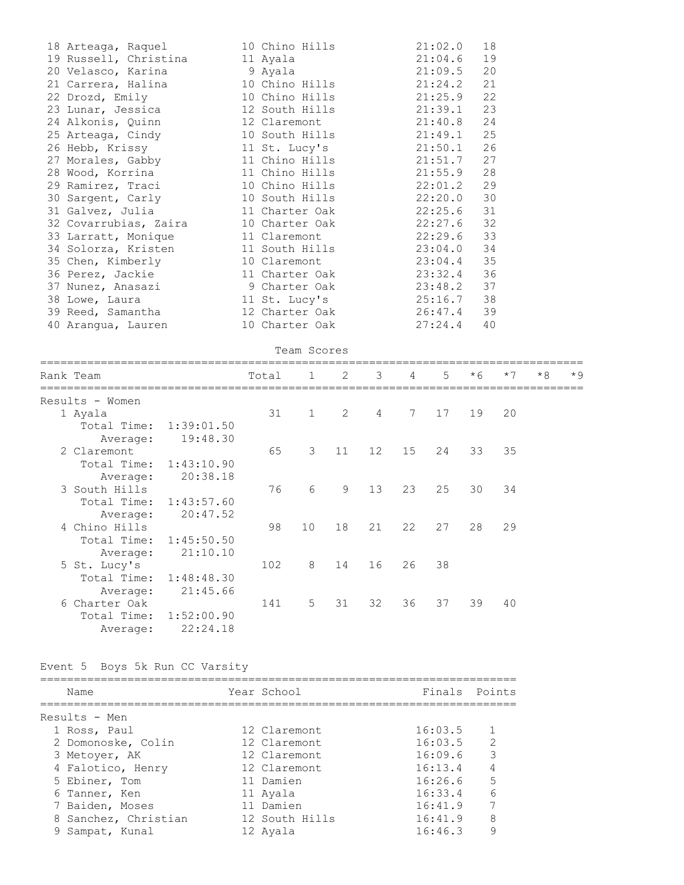| Place | Name | Year | School | Finals | Points |
|---|---|---|---|---|---|
| 18 | Arteaga, Raquel | 10 | Chino Hills | 21:02.0 | 18 |
| 19 | Russell, Christina | 11 | Ayala | 21:04.6 | 19 |
| 20 | Velasco, Karina | 9 | Ayala | 21:09.5 | 20 |
| 21 | Carrera, Halina | 10 | Chino Hills | 21:24.2 | 21 |
| 22 | Drozd, Emily | 10 | Chino Hills | 21:25.9 | 22 |
| 23 | Lunar, Jessica | 12 | South Hills | 21:39.1 | 23 |
| 24 | Alkonis, Quinn | 12 | Claremont | 21:40.8 | 24 |
| 25 | Arteaga, Cindy | 10 | South Hills | 21:49.1 | 25 |
| 26 | Hebb, Krissy | 11 | St. Lucy's | 21:50.1 | 26 |
| 27 | Morales, Gabby | 11 | Chino Hills | 21:51.7 | 27 |
| 28 | Wood, Korrina | 11 | Chino Hills | 21:55.9 | 28 |
| 29 | Ramirez, Traci | 10 | Chino Hills | 22:01.2 | 29 |
| 30 | Sargent, Carly | 10 | South Hills | 22:20.0 | 30 |
| 31 | Galvez, Julia | 11 | Charter Oak | 22:25.6 | 31 |
| 32 | Covarrubias, Zaira | 10 | Charter Oak | 22:27.6 | 32 |
| 33 | Larratt, Monique | 11 | Claremont | 22:29.6 | 33 |
| 34 | Solorza, Kristen | 11 | South Hills | 23:04.0 | 34 |
| 35 | Chen, Kimberly | 10 | Claremont | 23:04.4 | 35 |
| 36 | Perez, Jackie | 11 | Charter Oak | 23:32.4 | 36 |
| 37 | Nunez, Anasazi | 9 | Charter Oak | 23:48.2 | 37 |
| 38 | Lowe, Laura | 11 | St. Lucy's | 25:16.7 | 38 |
| 39 | Reed, Samantha | 12 | Charter Oak | 26:47.4 | 39 |
| 40 | Arangua, Lauren | 10 | Charter Oak | 27:24.4 | 40 |

## Team Scores

Results - Women

| Rank | Team | Total | 1 | 2 | 3 | 4 | 5 | *6 | *7 | *8 | *9 |
|---|---|---|---|---|---|---|---|---|---|---|---|
| 1 | Ayala (Total Time: 1:39:01.50, Average: 19:48.30) | 31 | 1 | 2 | 4 | 7 | 17 | 19 | 20 | | |
| 2 | Claremont (Total Time: 1:43:10.90, Average: 20:38.18) | 65 | 3 | 11 | 12 | 15 | 24 | 33 | 35 | | |
| 3 | South Hills (Total Time: 1:43:57.60, Average: 20:47.52) | 76 | 6 | 9 | 13 | 23 | 25 | 30 | 34 | | |
| 4 | Chino Hills (Total Time: 1:45:50.50, Average: 21:10.10) | 98 | 10 | 18 | 21 | 22 | 27 | 28 | 29 | | |
| 5 | St. Lucy's (Total Time: 1:48:48.30, Average: 21:45.66) | 102 | 8 | 14 | 16 | 26 | 38 | | | | |
| 6 | Charter Oak (Total Time: 1:52:00.90, Average: 22:24.18) | 141 | 5 | 31 | 32 | 36 | 37 | 39 | 40 | | |

## Event 5 Boys 5k Run CC Varsity

Results - Men

| Place | Name | Year | School | Finals | Points |
|---|---|---|---|---|---|
| 1 | Ross, Paul | 12 | Claremont | 16:03.5 | 1 |
| 2 | Domonoske, Colin | 12 | Claremont | 16:03.5 | 2 |
| 3 | Metoyer, AK | 12 | Claremont | 16:09.6 | 3 |
| 4 | Falotico, Henry | 12 | Claremont | 16:13.4 | 4 |
| 5 | Ebiner, Tom | 11 | Damien | 16:26.6 | 5 |
| 6 | Tanner, Ken | 11 | Ayala | 16:33.4 | 6 |
| 7 | Baiden, Moses | 11 | Damien | 16:41.9 | 7 |
| 8 | Sanchez, Christian | 12 | South Hills | 16:41.9 | 8 |
| 9 | Sampat, Kunal | 12 | Ayala | 16:46.3 | 9 |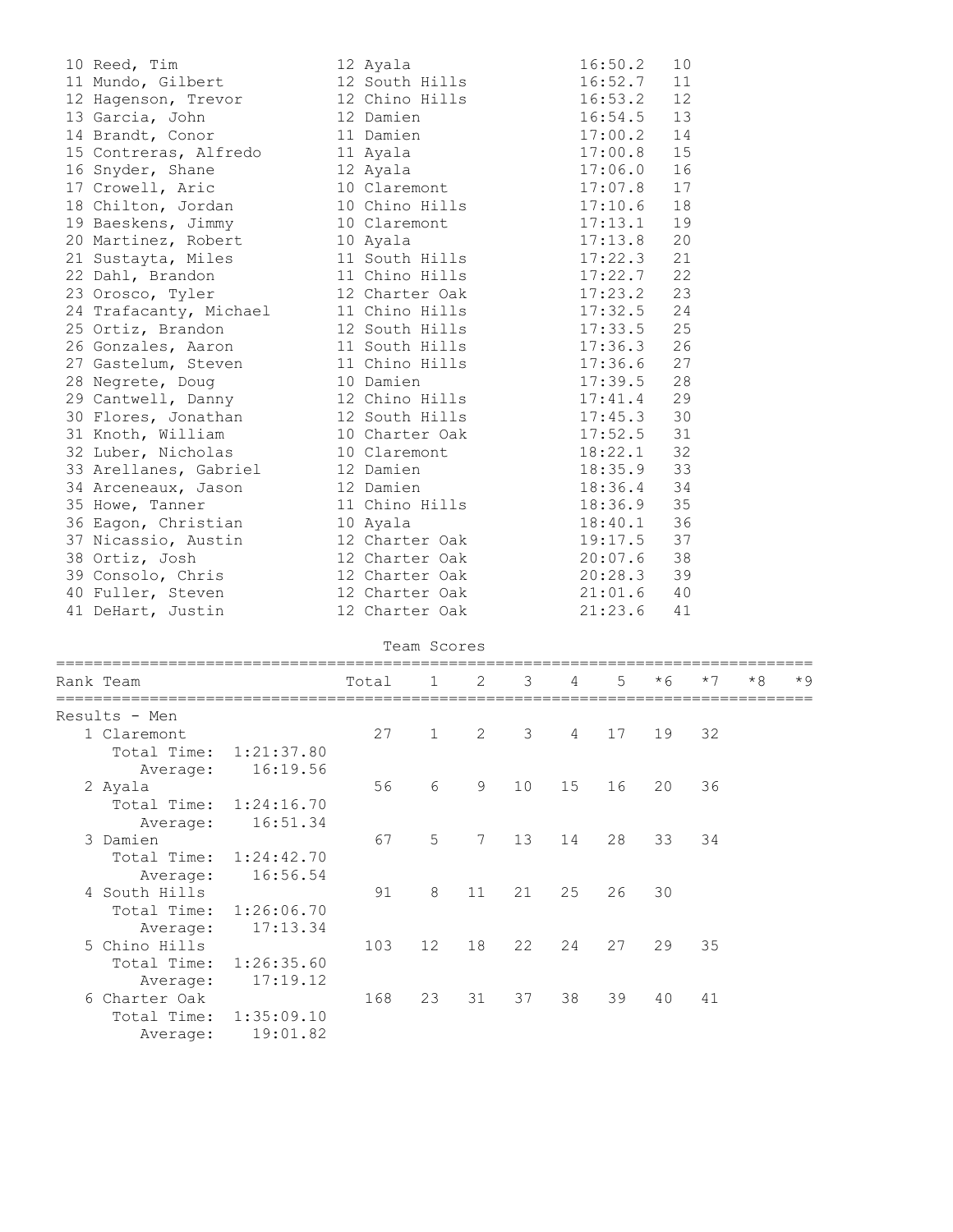| | | | | | |
|---|---|---|---|---|---|
| 10 | Reed, Tim | 12 | Ayala | 16:50.2 | 10 |
| 11 | Mundo, Gilbert | 12 | South Hills | 16:52.7 | 11 |
| 12 | Hagenson, Trevor | 12 | Chino Hills | 16:53.2 | 12 |
| 13 | Garcia, John | 12 | Damien | 16:54.5 | 13 |
| 14 | Brandt, Conor | 11 | Damien | 17:00.2 | 14 |
| 15 | Contreras, Alfredo | 11 | Ayala | 17:00.8 | 15 |
| 16 | Snyder, Shane | 12 | Ayala | 17:06.0 | 16 |
| 17 | Crowell, Aric | 10 | Claremont | 17:07.8 | 17 |
| 18 | Chilton, Jordan | 10 | Chino Hills | 17:10.6 | 18 |
| 19 | Baeskens, Jimmy | 10 | Claremont | 17:13.1 | 19 |
| 20 | Martinez, Robert | 10 | Ayala | 17:13.8 | 20 |
| 21 | Sustayta, Miles | 11 | South Hills | 17:22.3 | 21 |
| 22 | Dahl, Brandon | 11 | Chino Hills | 17:22.7 | 22 |
| 23 | Orosco, Tyler | 12 | Charter Oak | 17:23.2 | 23 |
| 24 | Trafacanty, Michael | 11 | Chino Hills | 17:32.5 | 24 |
| 25 | Ortiz, Brandon | 12 | South Hills | 17:33.5 | 25 |
| 26 | Gonzales, Aaron | 11 | South Hills | 17:36.3 | 26 |
| 27 | Gastelum, Steven | 11 | Chino Hills | 17:36.6 | 27 |
| 28 | Negrete, Doug | 10 | Damien | 17:39.5 | 28 |
| 29 | Cantwell, Danny | 12 | Chino Hills | 17:41.4 | 29 |
| 30 | Flores, Jonathan | 12 | South Hills | 17:45.3 | 30 |
| 31 | Knoth, William | 10 | Charter Oak | 17:52.5 | 31 |
| 32 | Luber, Nicholas | 10 | Claremont | 18:22.1 | 32 |
| 33 | Arellanes, Gabriel | 12 | Damien | 18:35.9 | 33 |
| 34 | Arceneaux, Jason | 12 | Damien | 18:36.4 | 34 |
| 35 | Howe, Tanner | 11 | Chino Hills | 18:36.9 | 35 |
| 36 | Eagon, Christian | 10 | Ayala | 18:40.1 | 36 |
| 37 | Nicassio, Austin | 12 | Charter Oak | 19:17.5 | 37 |
| 38 | Ortiz, Josh | 12 | Charter Oak | 20:07.6 | 38 |
| 39 | Consolo, Chris | 12 | Charter Oak | 20:28.3 | 39 |
| 40 | Fuller, Steven | 12 | Charter Oak | 21:01.6 | 40 |
| 41 | DeHart, Justin | 12 | Charter Oak | 21:23.6 | 41 |

## Team Scores

| Rank | Team | Total | 1 | 2 | 3 | 4 | 5 | *6 | *7 | *8 | *9 |
|---|---|---|---|---|---|---|---|---|---|---|---|
| Results - Men | | | | | | | | | | | |
| 1 | Claremont | 27 | 1 | 2 | 3 | 4 | 17 | 19 | 32 | | |
| | Total Time: 1:21:37.80 | | | | | | | | | | |
| | Average: 16:19.56 | | | | | | | | | | |
| 2 | Ayala | 56 | 6 | 9 | 10 | 15 | 16 | 20 | 36 | | |
| | Total Time: 1:24:16.70 | | | | | | | | | | |
| | Average: 16:51.34 | | | | | | | | | | |
| 3 | Damien | 67 | 5 | 7 | 13 | 14 | 28 | 33 | 34 | | |
| | Total Time: 1:24:42.70 | | | | | | | | | | |
| | Average: 16:56.54 | | | | | | | | | | |
| 4 | South Hills | 91 | 8 | 11 | 21 | 25 | 26 | 30 | | | |
| | Total Time: 1:26:06.70 | | | | | | | | | | |
| | Average: 17:13.34 | | | | | | | | | | |
| 5 | Chino Hills | 103 | 12 | 18 | 22 | 24 | 27 | 29 | 35 | | |
| | Total Time: 1:26:35.60 | | | | | | | | | | |
| | Average: 17:19.12 | | | | | | | | | | |
| 6 | Charter Oak | 168 | 23 | 31 | 37 | 38 | 39 | 40 | 41 | | |
| | Total Time: 1:35:09.10 | | | | | | | | | | |
| | Average: 19:01.82 | | | | | | | | | | |